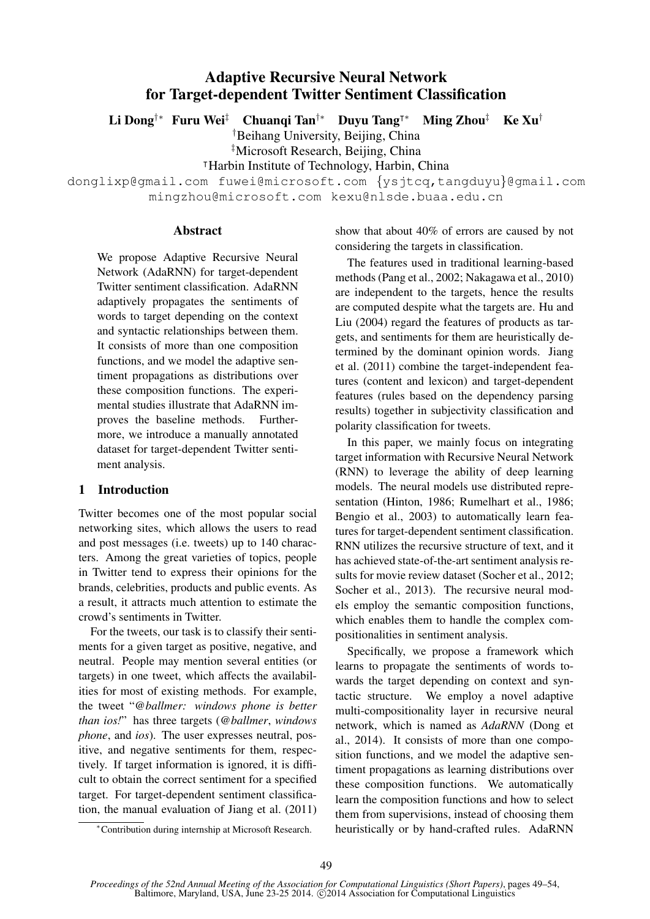# Adaptive Recursive Neural Network for Target-dependent Twitter Sentiment Classification

**Li Dong**[†*] **Furu Wei**[‡] **Chuanqi Tan**[†*] **Duyu Tang**[⊤*] **Ming Zhou**[‡] **Ke Xu**[†]

[†]Beihang University, Beijing, China

[‡]Microsoft Research, Beijing, China

[⊤]Harbin Institute of Technology, Harbin, China

donglixp@gmail.com fuwei@microsoft.com {ysjtcq,tangduyu}@gmail.com mingzhou@microsoft.com kexu@nlsde.buaa.edu.cn

## Abstract

We propose Adaptive Recursive Neural Network (AdaRNN) for target-dependent Twitter sentiment classification. AdaRNN adaptively propagates the sentiments of words to target depending on the context and syntactic relationships between them. It consists of more than one composition functions, and we model the adaptive sentiment propagations as distributions over these composition functions. The experimental studies illustrate that AdaRNN improves the baseline methods. Furthermore, we introduce a manually annotated dataset for target-dependent Twitter sentiment analysis.

## 1 Introduction

Twitter becomes one of the most popular social networking sites, which allows the users to read and post messages (i.e. tweets) up to 140 characters. Among the great varieties of topics, people in Twitter tend to express their opinions for the brands, celebrities, products and public events. As a result, it attracts much attention to estimate the crowd's sentiments in Twitter.

For the tweets, our task is to classify their sentiments for a given target as positive, negative, and neutral. People may mention several entities (or targets) in one tweet, which affects the availabilities for most of existing methods. For example, the tweet "*@ballmer: windows phone is better than ios!*" has three targets (*@ballmer*, *windows phone*, and *ios*). The user expresses neutral, positive, and negative sentiments for them, respectively. If target information is ignored, it is difficult to obtain the correct sentiment for a specified target. For target-dependent sentiment classification, the manual evaluation of Jiang et al. (2011) show that about 40% of errors are caused by not considering the targets in classification.

The features used in traditional learning-based methods (Pang et al., 2002; Nakagawa et al., 2010) are independent to the targets, hence the results are computed despite what the targets are. Hu and Liu (2004) regard the features of products as targets, and sentiments for them are heuristically determined by the dominant opinion words. Jiang et al. (2011) combine the target-independent features (content and lexicon) and target-dependent features (rules based on the dependency parsing results) together in subjectivity classification and polarity classification for tweets.

In this paper, we mainly focus on integrating target information with Recursive Neural Network (RNN) to leverage the ability of deep learning models. The neural models use distributed representation (Hinton, 1986; Rumelhart et al., 1986; Bengio et al., 2003) to automatically learn features for target-dependent sentiment classification. RNN utilizes the recursive structure of text, and it has achieved state-of-the-art sentiment analysis results for movie review dataset (Socher et al., 2012; Socher et al., 2013). The recursive neural models employ the semantic composition functions, which enables them to handle the complex compositionalities in sentiment analysis.

Specifically, we propose a framework which learns to propagate the sentiments of words towards the target depending on context and syntactic structure. We employ a novel adaptive multi-compositionality layer in recursive neural network, which is named as *AdaRNN* (Dong et al., 2014). It consists of more than one composition functions, and we model the adaptive sentiment propagations as learning distributions over these composition functions. We automatically learn the composition functions and how to select them from supervisions, instead of choosing them heuristically or by hand-crafted rules. AdaRNN

[*]Contribution during internship at Microsoft Research.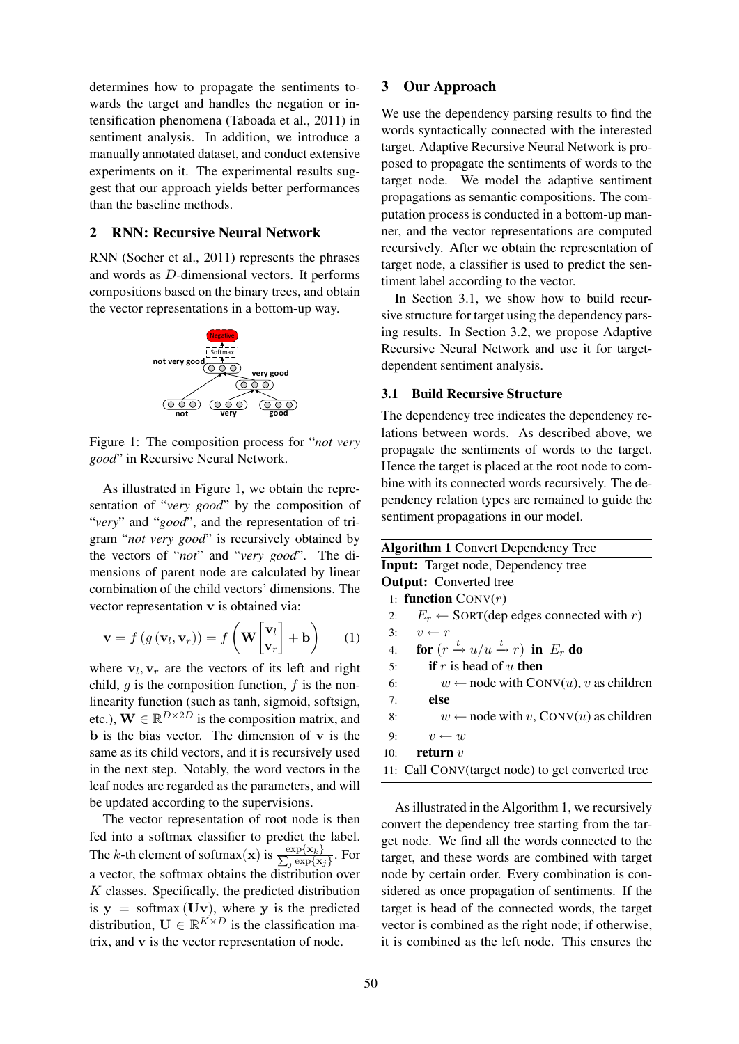determines how to propagate the sentiments towards the target and handles the negation or intensification phenomena (Taboada et al., 2011) in sentiment analysis. In addition, we introduce a manually annotated dataset, and conduct extensive experiments on it. The experimental results suggest that our approach yields better performances than the baseline methods.

## 2 RNN: Recursive Neural Network

RNN (Socher et al., 2011) represents the phrases and words as $D$-dimensional vectors. It performs compositions based on the binary trees, and obtain the vector representations in a bottom-up way.

Figure 1: The composition process for "*not very good*" in Recursive Neural Network.

As illustrated in Figure 1, we obtain the representation of "*very good*" by the composition of "*very*" and "*good*", and the representation of trigram "*not very good*" is recursively obtained by the vectors of "*not*" and "*very good*". The dimensions of parent node are calculated by linear combination of the child vectors' dimensions. The vector representation $\mathbf{v}$ is obtained via:

$$\mathbf{v} = f\left(g\left(\mathbf{v}_l, \mathbf{v}_r\right)\right) = f\left(\mathbf{W}\begin{bmatrix}\mathbf{v}_l\\ \mathbf{v}_r\end{bmatrix} + \mathbf{b}\right) \quad (1)$$

where $\mathbf{v}_l, \mathbf{v}_r$ are the vectors of its left and right child, $g$ is the composition function, $f$ is the nonlinearity function (such as tanh, sigmoid, softsign, etc.), $\mathbf{W} \in \mathbb{R}^{D\times 2D}$ is the composition matrix, and $\mathbf{b}$ is the bias vector. The dimension of $\mathbf{v}$ is the same as its child vectors, and it is recursively used in the next step. Notably, the word vectors in the leaf nodes are regarded as the parameters, and will be updated according to the supervisions.

The vector representation of root node is then fed into a softmax classifier to predict the label. The $k$-th element of softmax($\mathbf{x}$) is $\frac{\exp\{\mathbf{x}_k\}}{\sum_j \exp\{\mathbf{x}_j\}}$. For a vector, the softmax obtains the distribution over $K$ classes. Specifically, the predicted distribution is $\mathbf{y} = \text{softmax}\left(\mathbf{U}\mathbf{v}\right)$, where $\mathbf{y}$ is the predicted distribution, $\mathbf{U} \in \mathbb{R}^{K\times D}$ is the classification matrix, and $\mathbf{v}$ is the vector representation of node.

## 3 Our Approach

We use the dependency parsing results to find the words syntactically connected with the interested target. Adaptive Recursive Neural Network is proposed to propagate the sentiments of words to the target node. We model the adaptive sentiment propagations as semantic compositions. The computation process is conducted in a bottom-up manner, and the vector representations are computed recursively. After we obtain the representation of target node, a classifier is used to predict the sentiment label according to the vector.

In Section 3.1, we show how to build recursive structure for target using the dependency parsing results. In Section 3.2, we propose Adaptive Recursive Neural Network and use it for target-dependent sentiment analysis.

### 3.1 Build Recursive Structure

The dependency tree indicates the dependency relations between words. As described above, we propagate the sentiments of words to the target. Hence the target is placed at the root node to combine with its connected words recursively. The dependency relation types are remained to guide the sentiment propagations in our model.

**Algorithm 1** Convert Dependency Tree

**Input:** Target node, Dependency tree
**Output:** Converted tree

1: **function** CONV($r$)
2: $\quad E_r \leftarrow$ SORT(dep edges connected with $r$)
3: $\quad v \leftarrow r$
4: $\quad$ **for** $(r \xrightarrow{t} u / u \xrightarrow{t} r)$ **in** $E_r$ **do**
5: $\quad\quad$ **if** $r$ is head of $u$ **then**
6: $\quad\quad\quad w \leftarrow$ node with CONV($u$), $v$ as children
7: $\quad\quad$ **else**
8: $\quad\quad\quad w \leftarrow$ node with $v$, CONV($u$) as children
9: $\quad\quad v \leftarrow w$
10: $\quad$ **return** $v$
11: Call CONV(target node) to get converted tree

As illustrated in the Algorithm 1, we recursively convert the dependency tree starting from the target node. We find all the words connected to the target, and these words are combined with target node by certain order. Every combination is considered as once propagation of sentiments. If the target is head of the connected words, the target vector is combined as the right node; if otherwise, it is combined as the left node. This ensures the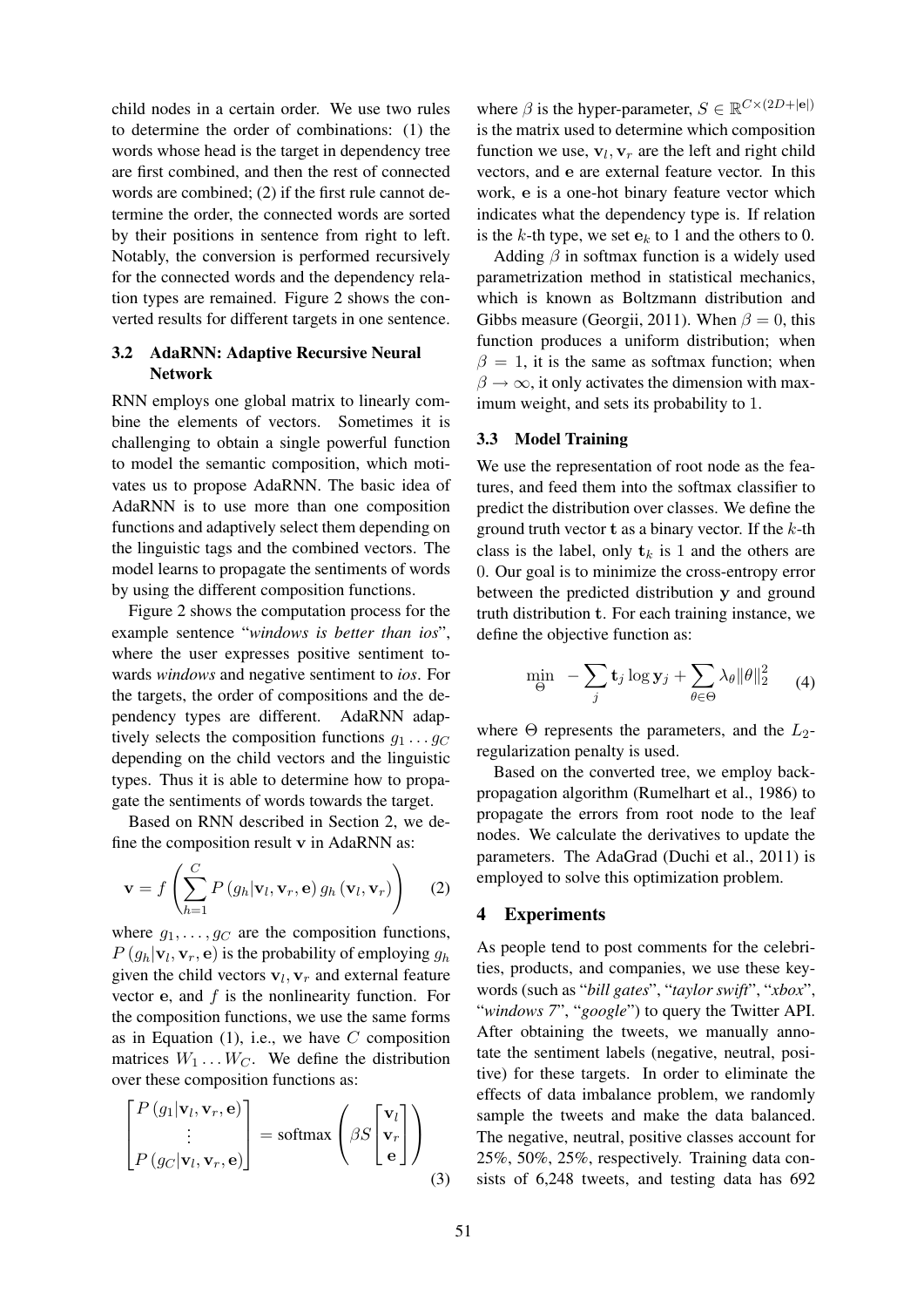child nodes in a certain order. We use two rules to determine the order of combinations: (1) the words whose head is the target in dependency tree are first combined, and then the rest of connected words are combined; (2) if the first rule cannot determine the order, the connected words are sorted by their positions in sentence from right to left. Notably, the conversion is performed recursively for the connected words and the dependency relation types are remained. Figure 2 shows the converted results for different targets in one sentence.

### 3.2 AdaRNN: Adaptive Recursive Neural Network

RNN employs one global matrix to linearly combine the elements of vectors. Sometimes it is challenging to obtain a single powerful function to model the semantic composition, which motivates us to propose AdaRNN. The basic idea of AdaRNN is to use more than one composition functions and adaptively select them depending on the linguistic tags and the combined vectors. The model learns to propagate the sentiments of words by using the different composition functions.

Figure 2 shows the computation process for the example sentence "*windows is better than ios*", where the user expresses positive sentiment towards *windows* and negative sentiment to *ios*. For the targets, the order of compositions and the dependency types are different. AdaRNN adaptively selects the composition functions $g_1 \dots g_C$ depending on the child vectors and the linguistic types. Thus it is able to determine how to propagate the sentiments of words towards the target.

Based on RNN described in Section 2, we define the composition result $\mathbf{v}$ in AdaRNN as:

$$\mathbf{v} = f\left(\sum_{h=1}^{C} P\left(g_h|\mathbf{v}_l, \mathbf{v}_r, \mathbf{e}\right) g_h\left(\mathbf{v}_l, \mathbf{v}_r\right)\right) \tag{2}$$

where $g_1, \dots, g_C$ are the composition functions, $P\left(g_h|\mathbf{v}_l, \mathbf{v}_r, \mathbf{e}\right)$ is the probability of employing $g_h$ given the child vectors $\mathbf{v}_l, \mathbf{v}_r$ and external feature vector $\mathbf{e}$, and $f$ is the nonlinearity function. For the composition functions, we use the same forms as in Equation (1), i.e., we have $C$ composition matrices $W_1 \dots W_C$. We define the distribution over these composition functions as:

$$\begin{bmatrix} P\left(g_1|\mathbf{v}_l, \mathbf{v}_r, \mathbf{e}\right) \\ \vdots \\ P\left(g_C|\mathbf{v}_l, \mathbf{v}_r, \mathbf{e}\right) \end{bmatrix} = \text{softmax}\left(\beta S \begin{bmatrix} \mathbf{v}_l \\ \mathbf{v}_r \\ \mathbf{e} \end{bmatrix}\right) \tag{3}$$

where $\beta$ is the hyper-parameter, $S \in \mathbb{R}^{C \times (2D+|\mathbf{e}|)}$ is the matrix used to determine which composition function we use, $\mathbf{v}_l, \mathbf{v}_r$ are the left and right child vectors, and $\mathbf{e}$ are external feature vector. In this work, $\mathbf{e}$ is a one-hot binary feature vector which indicates what the dependency type is. If relation is the $k$-th type, we set $\mathbf{e}_k$ to 1 and the others to 0.

Adding $\beta$ in softmax function is a widely used parametrization method in statistical mechanics, which is known as Boltzmann distribution and Gibbs measure (Georgii, 2011). When $\beta = 0$, this function produces a uniform distribution; when $\beta = 1$, it is the same as softmax function; when $\beta \to \infty$, it only activates the dimension with maximum weight, and sets its probability to 1.

### 3.3 Model Training

We use the representation of root node as the features, and feed them into the softmax classifier to predict the distribution over classes. We define the ground truth vector $\mathbf{t}$ as a binary vector. If the $k$-th class is the label, only $\mathbf{t}_k$ is 1 and the others are 0. Our goal is to minimize the cross-entropy error between the predicted distribution $\mathbf{y}$ and ground truth distribution $\mathbf{t}$. For each training instance, we define the objective function as:

$$\min_{\Theta} \; -\sum_j \mathbf{t}_j \log \mathbf{y}_j + \sum_{\theta \in \Theta} \lambda_\theta \|\theta\|_2^2 \tag{4}$$

where $\Theta$ represents the parameters, and the $L_2$-regularization penalty is used.

Based on the converted tree, we employ back-propagation algorithm (Rumelhart et al., 1986) to propagate the errors from root node to the leaf nodes. We calculate the derivatives to update the parameters. The AdaGrad (Duchi et al., 2011) is employed to solve this optimization problem.

## 4 Experiments

As people tend to post comments for the celebrities, products, and companies, we use these keywords (such as "*bill gates*", "*taylor swift*", "*xbox*", "*windows 7*", "*google*") to query the Twitter API. After obtaining the tweets, we manually annotate the sentiment labels (negative, neutral, positive) for these targets. In order to eliminate the effects of data imbalance problem, we randomly sample the tweets and make the data balanced. The negative, neutral, positive classes account for 25%, 50%, 25%, respectively. Training data consists of 6,248 tweets, and testing data has 692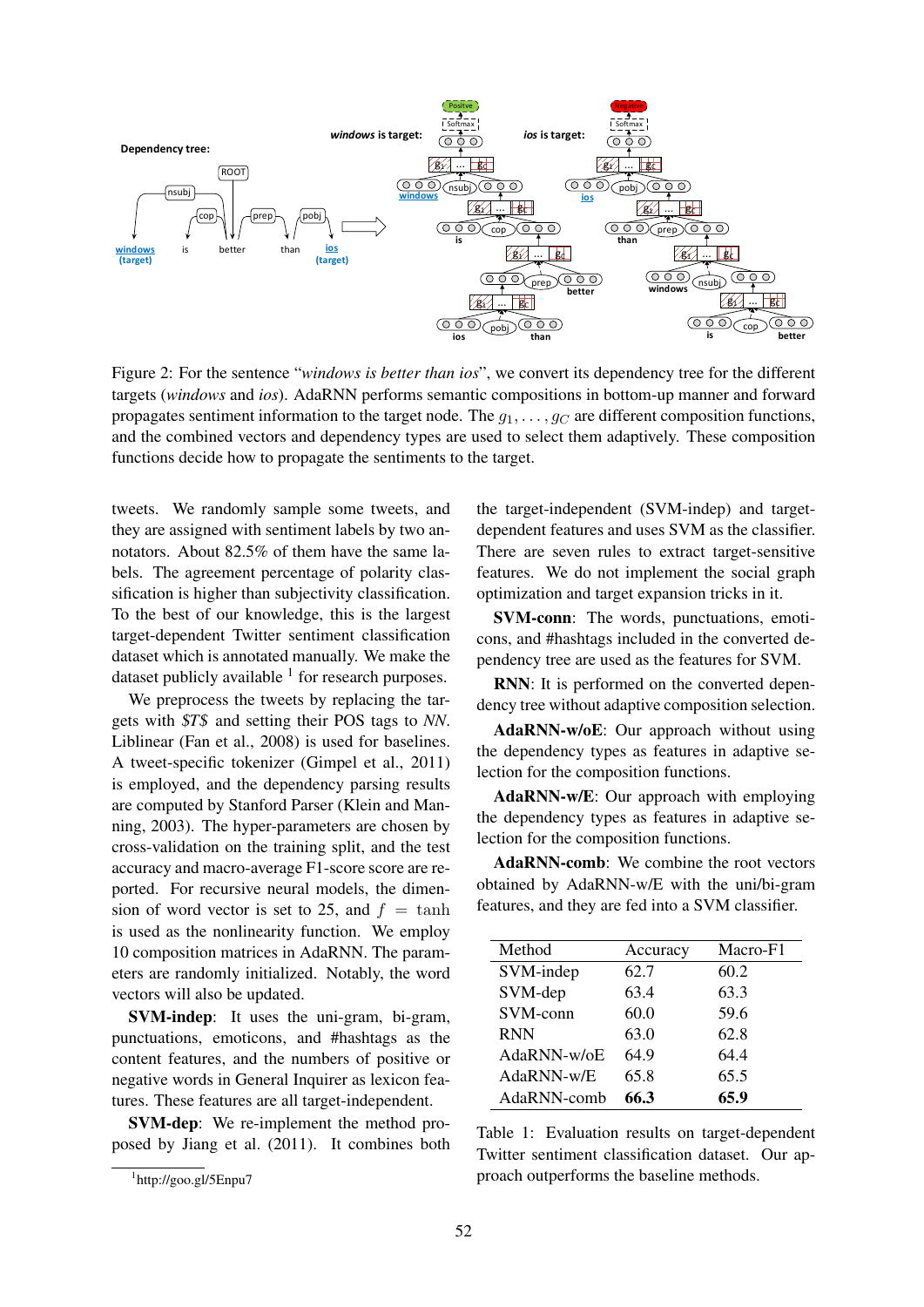Figure 2: For the sentence "*windows is better than ios*", we convert its dependency tree for the different targets (*windows* and *ios*). AdaRNN performs semantic compositions in bottom-up manner and forward propagates sentiment information to the target node. The $g_1, \ldots, g_C$ are different composition functions, and the combined vectors and dependency types are used to select them adaptively. These composition functions decide how to propagate the sentiments to the target.

tweets. We randomly sample some tweets, and they are assigned with sentiment labels by two annotators. About 82.5% of them have the same labels. The agreement percentage of polarity classification is higher than subjectivity classification. To the best of our knowledge, this is the largest target-dependent Twitter sentiment classification dataset which is annotated manually. We make the dataset publicly available [1] for research purposes.

We preprocess the tweets by replacing the targets with *$T$* and setting their POS tags to *NN*. Liblinear (Fan et al., 2008) is used for baselines. A tweet-specific tokenizer (Gimpel et al., 2011) is employed, and the dependency parsing results are computed by Stanford Parser (Klein and Manning, 2003). The hyper-parameters are chosen by cross-validation on the training split, and the test accuracy and macro-average F1-score score are reported. For recursive neural models, the dimension of word vector is set to 25, and $f = \tanh$ is used as the nonlinearity function. We employ 10 composition matrices in AdaRNN. The parameters are randomly initialized. Notably, the word vectors will also be updated.

**SVM-indep**: It uses the uni-gram, bi-gram, punctuations, emoticons, and #hashtags as the content features, and the numbers of positive or negative words in General Inquirer as lexicon features. These features are all target-independent.

**SVM-dep**: We re-implement the method proposed by Jiang et al. (2011). It combines both the target-independent (SVM-indep) and target-dependent features and uses SVM as the classifier. There are seven rules to extract target-sensitive features. We do not implement the social graph optimization and target expansion tricks in it.

**SVM-conn**: The words, punctuations, emoticons, and #hashtags included in the converted dependency tree are used as the features for SVM.

**RNN**: It is performed on the converted dependency tree without adaptive composition selection.

**AdaRNN-w/oE**: Our approach without using the dependency types as features in adaptive selection for the composition functions.

**AdaRNN-w/E**: Our approach with employing the dependency types as features in adaptive selection for the composition functions.

**AdaRNN-comb**: We combine the root vectors obtained by AdaRNN-w/E with the uni/bi-gram features, and they are fed into a SVM classifier.

| Method | Accuracy | Macro-F1 |
|---|---|---|
| SVM-indep | 62.7 | 60.2 |
| SVM-dep | 63.4 | 63.3 |
| SVM-conn | 60.0 | 59.6 |
| RNN | 63.0 | 62.8 |
| AdaRNN-w/oE | 64.9 | 64.4 |
| AdaRNN-w/E | 65.8 | 65.5 |
| AdaRNN-comb | **66.3** | **65.9** |

Table 1: Evaluation results on target-dependent Twitter sentiment classification dataset. Our approach outperforms the baseline methods.

[1] http://goo.gl/5Enpu7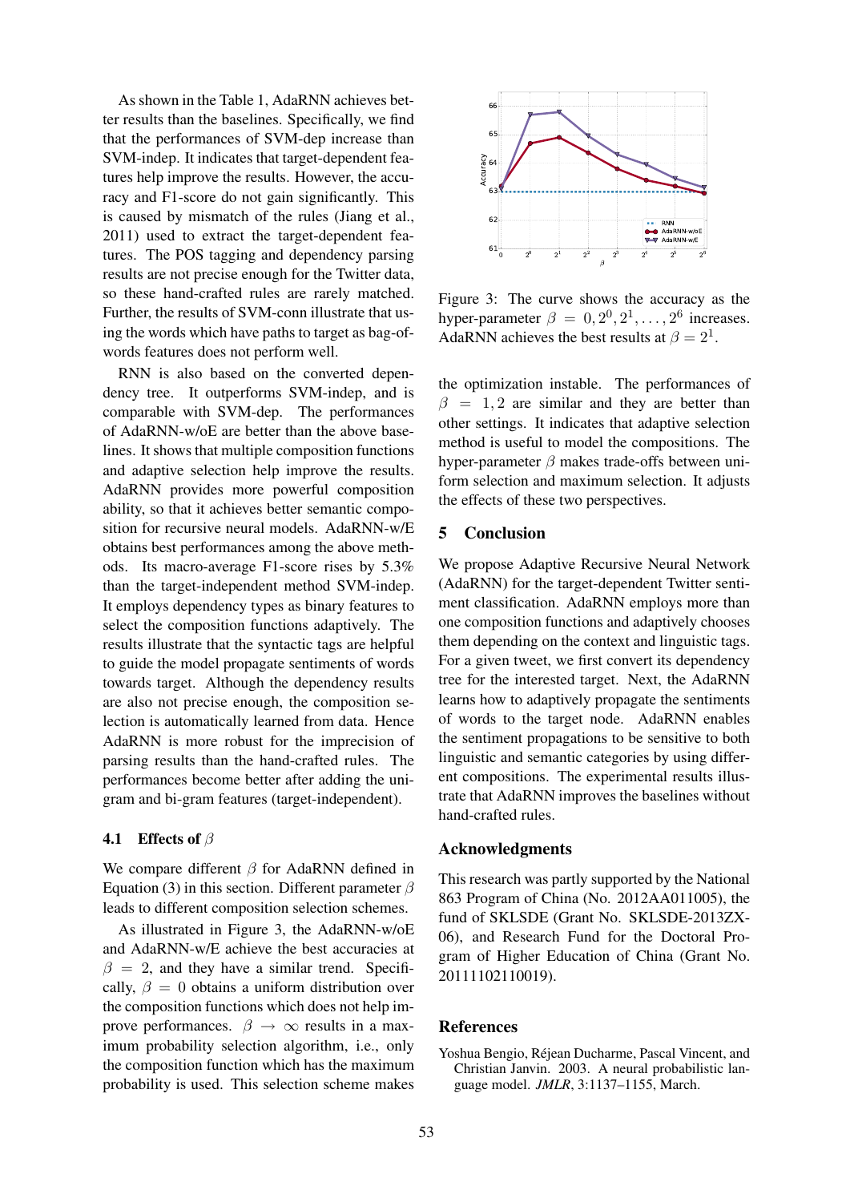As shown in the Table 1, AdaRNN achieves better results than the baselines. Specifically, we find that the performances of SVM-dep increase than SVM-indep. It indicates that target-dependent features help improve the results. However, the accuracy and F1-score do not gain significantly. This is caused by mismatch of the rules (Jiang et al., 2011) used to extract the target-dependent features. The POS tagging and dependency parsing results are not precise enough for the Twitter data, so these hand-crafted rules are rarely matched. Further, the results of SVM-conn illustrate that using the words which have paths to target as bag-of-words features does not perform well.

RNN is also based on the converted dependency tree. It outperforms SVM-indep, and is comparable with SVM-dep. The performances of AdaRNN-w/oE are better than the above baselines. It shows that multiple composition functions and adaptive selection help improve the results. AdaRNN provides more powerful composition ability, so that it achieves better semantic composition for recursive neural models. AdaRNN-w/E obtains best performances among the above methods. Its macro-average F1-score rises by 5.3% than the target-independent method SVM-indep. It employs dependency types as binary features to select the composition functions adaptively. The results illustrate that the syntactic tags are helpful to guide the model propagate sentiments of words towards target. Although the dependency results are also not precise enough, the composition selection is automatically learned from data. Hence AdaRNN is more robust for the imprecision of parsing results than the hand-crafted rules. The performances become better after adding the unigram and bi-gram features (target-independent).

### 4.1 Effects of $\beta$

We compare different $\beta$ for AdaRNN defined in Equation (3) in this section. Different parameter $\beta$ leads to different composition selection schemes.

As illustrated in Figure 3, the AdaRNN-w/oE and AdaRNN-w/E achieve the best accuracies at $\beta = 2$, and they have a similar trend. Specifically, $\beta = 0$ obtains a uniform distribution over the composition functions which does not help improve performances. $\beta \to \infty$ results in a maximum probability selection algorithm, i.e., only the composition function which has the maximum probability is used. This selection scheme makes the optimization instable. The performances of $\beta = 1, 2$ are similar and they are better than other settings. It indicates that adaptive selection method is useful to model the compositions. The hyper-parameter $\beta$ makes trade-offs between uniform selection and maximum selection. It adjusts the effects of these two perspectives.

Figure 3: The curve shows the accuracy as the hyper-parameter $\beta = 0, 2^0, 2^1, \ldots, 2^6$ increases. AdaRNN achieves the best results at $\beta = 2^1$.

## 5 Conclusion

We propose Adaptive Recursive Neural Network (AdaRNN) for the target-dependent Twitter sentiment classification. AdaRNN employs more than one composition functions and adaptively chooses them depending on the context and linguistic tags. For a given tweet, we first convert its dependency tree for the interested target. Next, the AdaRNN learns how to adaptively propagate the sentiments of words to the target node. AdaRNN enables the sentiment propagations to be sensitive to both linguistic and semantic categories by using different compositions. The experimental results illustrate that AdaRNN improves the baselines without hand-crafted rules.

## Acknowledgments

This research was partly supported by the National 863 Program of China (No. 2012AA011005), the fund of SKLSDE (Grant No. SKLSDE-2013ZX-06), and Research Fund for the Doctoral Program of Higher Education of China (Grant No. 20111102110019).

## References

Yoshua Bengio, Réjean Ducharme, Pascal Vincent, and Christian Janvin. 2003. A neural probabilistic language model. *JMLR*, 3:1137–1155, March.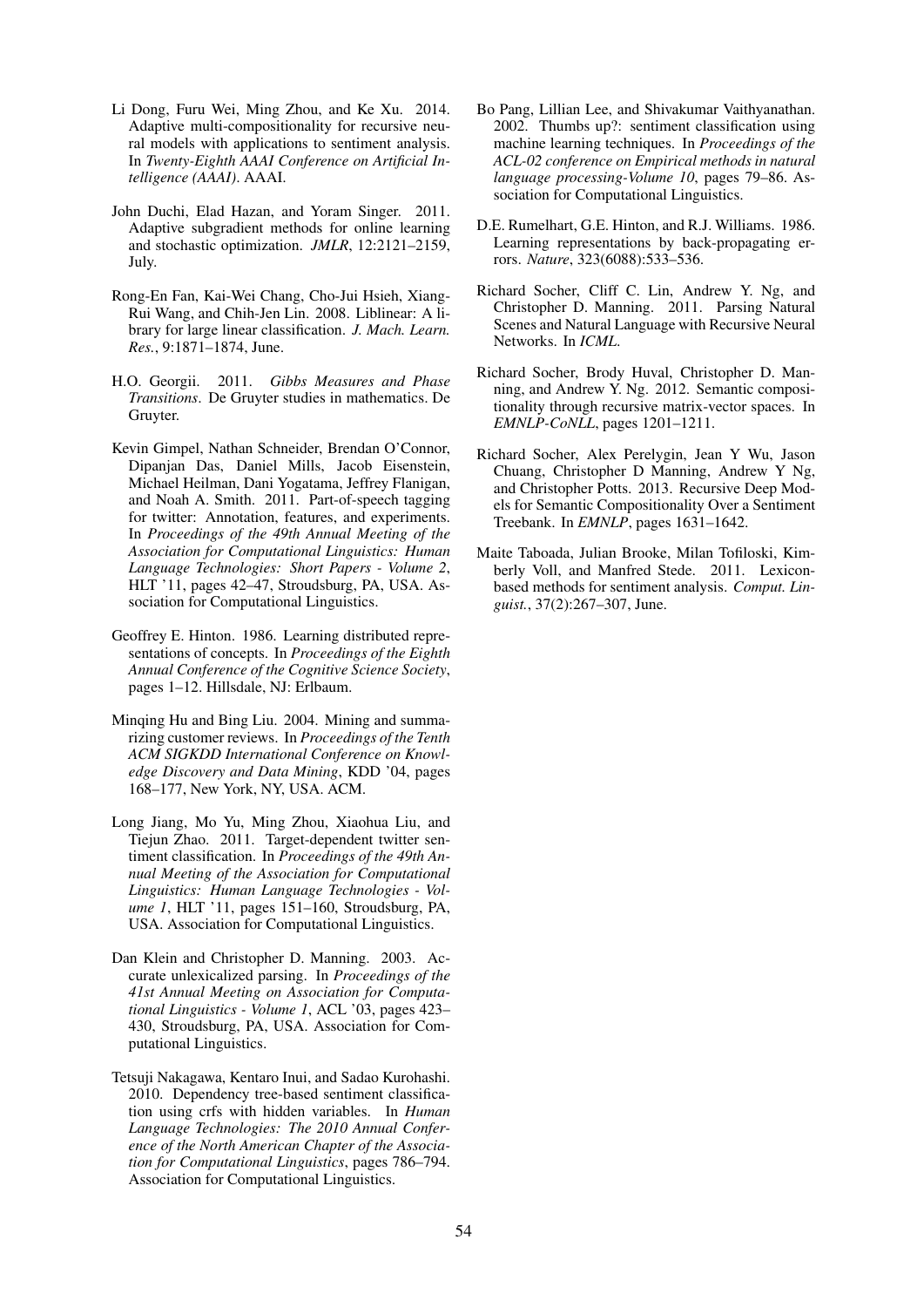Li Dong, Furu Wei, Ming Zhou, and Ke Xu. 2014. Adaptive multi-compositionality for recursive neural models with applications to sentiment analysis. In *Twenty-Eighth AAAI Conference on Artificial Intelligence (AAAI)*. AAAI.

John Duchi, Elad Hazan, and Yoram Singer. 2011. Adaptive subgradient methods for online learning and stochastic optimization. *JMLR*, 12:2121–2159, July.

Rong-En Fan, Kai-Wei Chang, Cho-Jui Hsieh, Xiang-Rui Wang, and Chih-Jen Lin. 2008. Liblinear: A library for large linear classification. *J. Mach. Learn. Res.*, 9:1871–1874, June.

H.O. Georgii. 2011. *Gibbs Measures and Phase Transitions*. De Gruyter studies in mathematics. De Gruyter.

Kevin Gimpel, Nathan Schneider, Brendan O'Connor, Dipanjan Das, Daniel Mills, Jacob Eisenstein, Michael Heilman, Dani Yogatama, Jeffrey Flanigan, and Noah A. Smith. 2011. Part-of-speech tagging for twitter: Annotation, features, and experiments. In *Proceedings of the 49th Annual Meeting of the Association for Computational Linguistics: Human Language Technologies: Short Papers - Volume 2*, HLT '11, pages 42–47, Stroudsburg, PA, USA. Association for Computational Linguistics.

Geoffrey E. Hinton. 1986. Learning distributed representations of concepts. In *Proceedings of the Eighth Annual Conference of the Cognitive Science Society*, pages 1–12. Hillsdale, NJ: Erlbaum.

Minqing Hu and Bing Liu. 2004. Mining and summarizing customer reviews. In *Proceedings of the Tenth ACM SIGKDD International Conference on Knowledge Discovery and Data Mining*, KDD '04, pages 168–177, New York, NY, USA. ACM.

Long Jiang, Mo Yu, Ming Zhou, Xiaohua Liu, and Tiejun Zhao. 2011. Target-dependent twitter sentiment classification. In *Proceedings of the 49th Annual Meeting of the Association for Computational Linguistics: Human Language Technologies - Volume 1*, HLT '11, pages 151–160, Stroudsburg, PA, USA. Association for Computational Linguistics.

Dan Klein and Christopher D. Manning. 2003. Accurate unlexicalized parsing. In *Proceedings of the 41st Annual Meeting on Association for Computational Linguistics - Volume 1*, ACL '03, pages 423–430, Stroudsburg, PA, USA. Association for Computational Linguistics.

Tetsuji Nakagawa, Kentaro Inui, and Sadao Kurohashi. 2010. Dependency tree-based sentiment classification using crfs with hidden variables. In *Human Language Technologies: The 2010 Annual Conference of the North American Chapter of the Association for Computational Linguistics*, pages 786–794. Association for Computational Linguistics.

Bo Pang, Lillian Lee, and Shivakumar Vaithyanathan. 2002. Thumbs up?: sentiment classification using machine learning techniques. In *Proceedings of the ACL-02 conference on Empirical methods in natural language processing-Volume 10*, pages 79–86. Association for Computational Linguistics.

D.E. Rumelhart, G.E. Hinton, and R.J. Williams. 1986. Learning representations by back-propagating errors. *Nature*, 323(6088):533–536.

Richard Socher, Cliff C. Lin, Andrew Y. Ng, and Christopher D. Manning. 2011. Parsing Natural Scenes and Natural Language with Recursive Neural Networks. In *ICML*.

Richard Socher, Brody Huval, Christopher D. Manning, and Andrew Y. Ng. 2012. Semantic compositionality through recursive matrix-vector spaces. In *EMNLP-CoNLL*, pages 1201–1211.

Richard Socher, Alex Perelygin, Jean Y Wu, Jason Chuang, Christopher D Manning, Andrew Y Ng, and Christopher Potts. 2013. Recursive Deep Models for Semantic Compositionality Over a Sentiment Treebank. In *EMNLP*, pages 1631–1642.

Maite Taboada, Julian Brooke, Milan Tofiloski, Kimberly Voll, and Manfred Stede. 2011. Lexicon-based methods for sentiment analysis. *Comput. Linguist.*, 37(2):267–307, June.